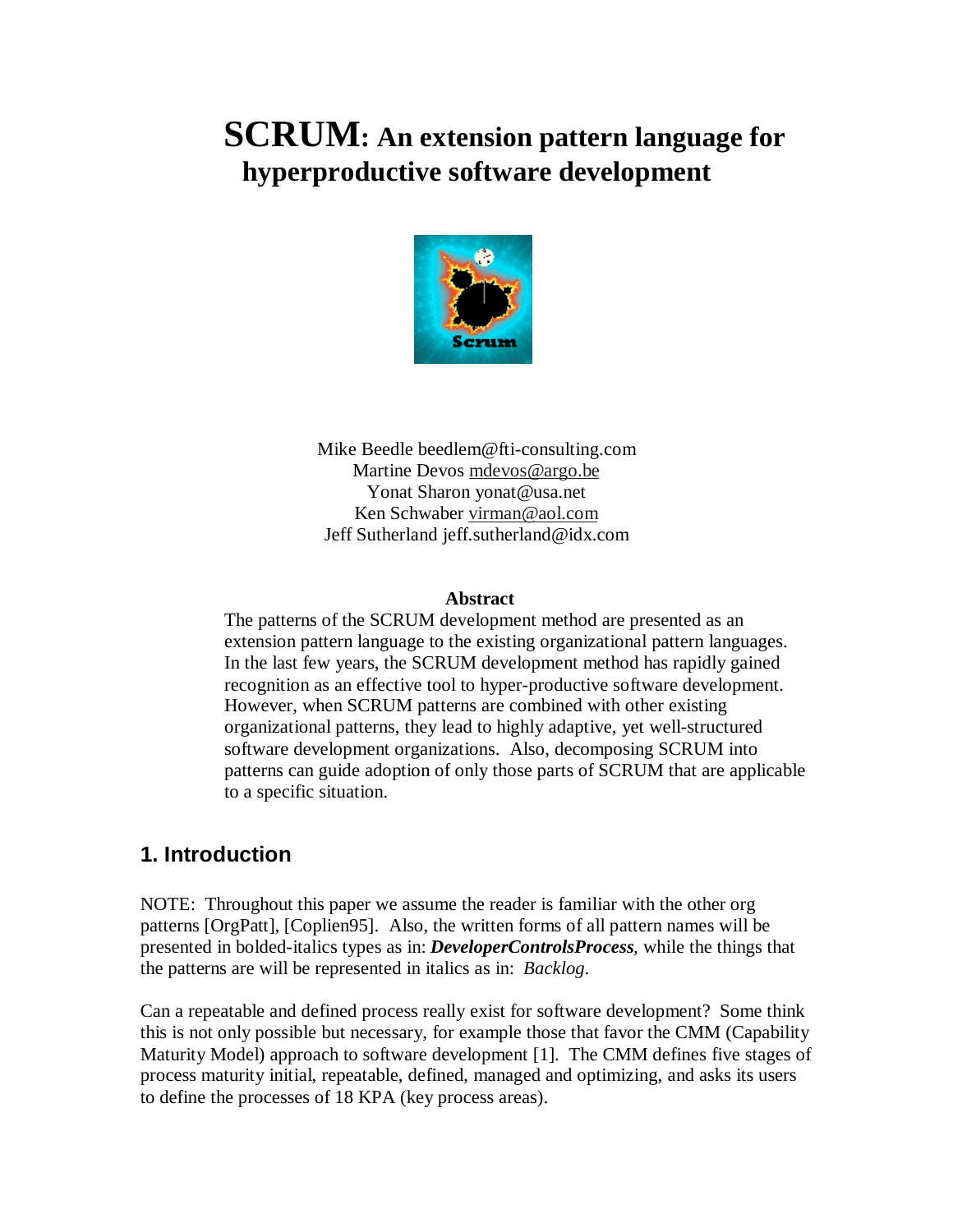# SCRUM: An extension pattern language for hyperproductive software development

Mike Beedle beedlem@fti-consulting.com
Martine Devos mdevos@argo.be
Yonat Sharon yonat@usa.net
Ken Schwaber virman@aol.com
Jeff Sutherland jeff.sutherland@idx.com

**Abstract**

The patterns of the SCRUM development method are presented as an extension pattern language to the existing organizational pattern languages. In the last few years, the SCRUM development method has rapidly gained recognition as an effective tool to hyper-productive software development. However, when SCRUM patterns are combined with other existing organizational patterns, they lead to highly adaptive, yet well-structured software development organizations. Also, decomposing SCRUM into patterns can guide adoption of only those parts of SCRUM that are applicable to a specific situation.

## 1. Introduction

NOTE: Throughout this paper we assume the reader is familiar with the other org patterns [OrgPatt], [Coplien95]. Also, the written forms of all pattern names will be presented in bolded-italics types as in: ***DeveloperControlsProcess***, while the things that the patterns are will be represented in italics as in: *Backlog*.

Can a repeatable and defined process really exist for software development? Some think this is not only possible but necessary, for example those that favor the CMM (Capability Maturity Model) approach to software development [1]. The CMM defines five stages of process maturity initial, repeatable, defined, managed and optimizing, and asks its users to define the processes of 18 KPA (key process areas).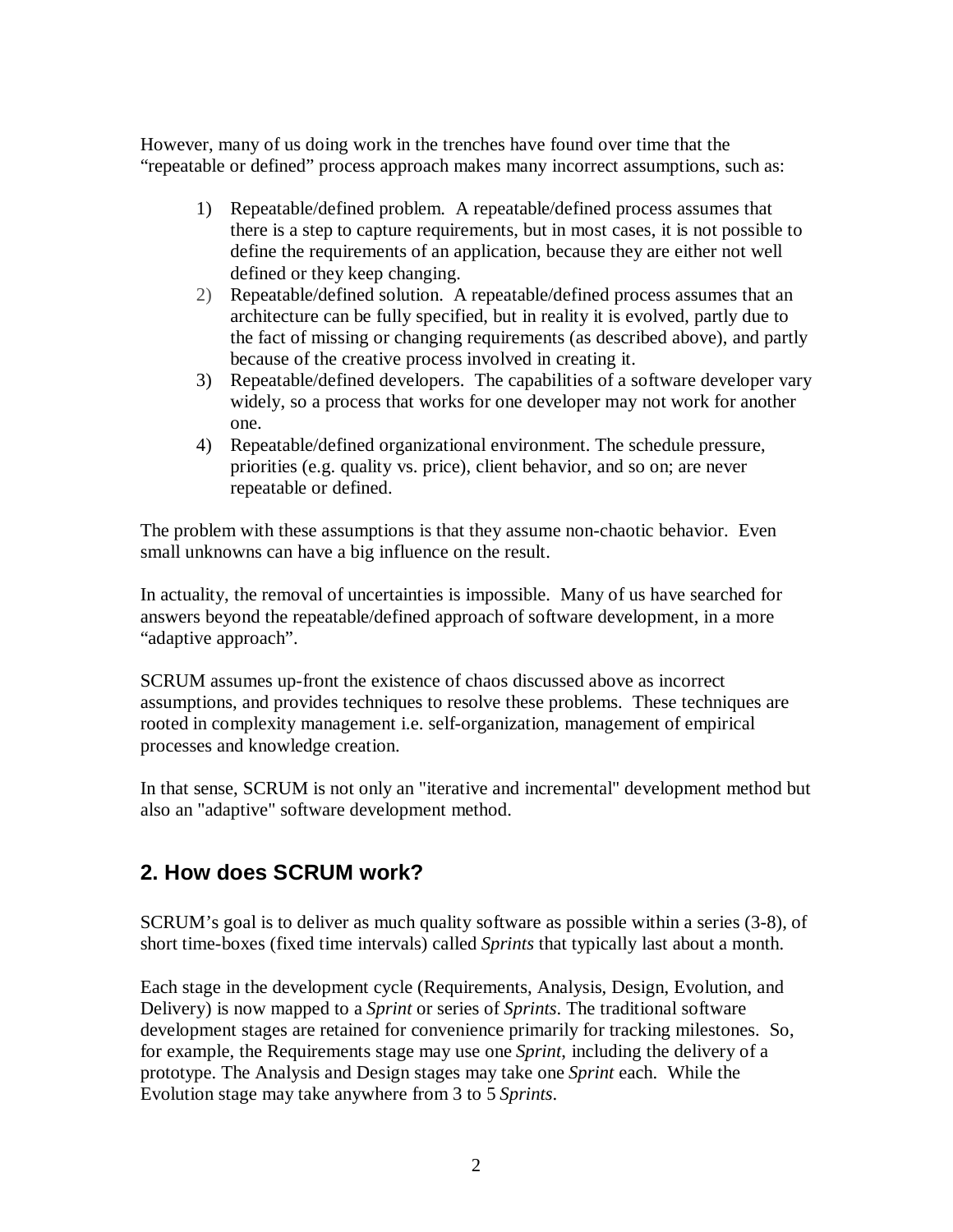However, many of us doing work in the trenches have found over time that the "repeatable or defined" process approach makes many incorrect assumptions, such as:

1) Repeatable/defined problem. A repeatable/defined process assumes that there is a step to capture requirements, but in most cases, it is not possible to define the requirements of an application, because they are either not well defined or they keep changing.
2) Repeatable/defined solution. A repeatable/defined process assumes that an architecture can be fully specified, but in reality it is evolved, partly due to the fact of missing or changing requirements (as described above), and partly because of the creative process involved in creating it.
3) Repeatable/defined developers. The capabilities of a software developer vary widely, so a process that works for one developer may not work for another one.
4) Repeatable/defined organizational environment. The schedule pressure, priorities (e.g. quality vs. price), client behavior, and so on; are never repeatable or defined.

The problem with these assumptions is that they assume non-chaotic behavior. Even small unknowns can have a big influence on the result.

In actuality, the removal of uncertainties is impossible. Many of us have searched for answers beyond the repeatable/defined approach of software development, in a more "adaptive approach".

SCRUM assumes up-front the existence of chaos discussed above as incorrect assumptions, and provides techniques to resolve these problems. These techniques are rooted in complexity management i.e. self-organization, management of empirical processes and knowledge creation.

In that sense, SCRUM is not only an "iterative and incremental" development method but also an "adaptive" software development method.

## 2. How does SCRUM work?

SCRUM's goal is to deliver as much quality software as possible within a series (3-8), of short time-boxes (fixed time intervals) called *Sprints* that typically last about a month.

Each stage in the development cycle (Requirements, Analysis, Design, Evolution, and Delivery) is now mapped to a *Sprint* or series of *Sprints*. The traditional software development stages are retained for convenience primarily for tracking milestones. So, for example, the Requirements stage may use one *Sprint*, including the delivery of a prototype. The Analysis and Design stages may take one *Sprint* each. While the Evolution stage may take anywhere from 3 to 5 *Sprints*.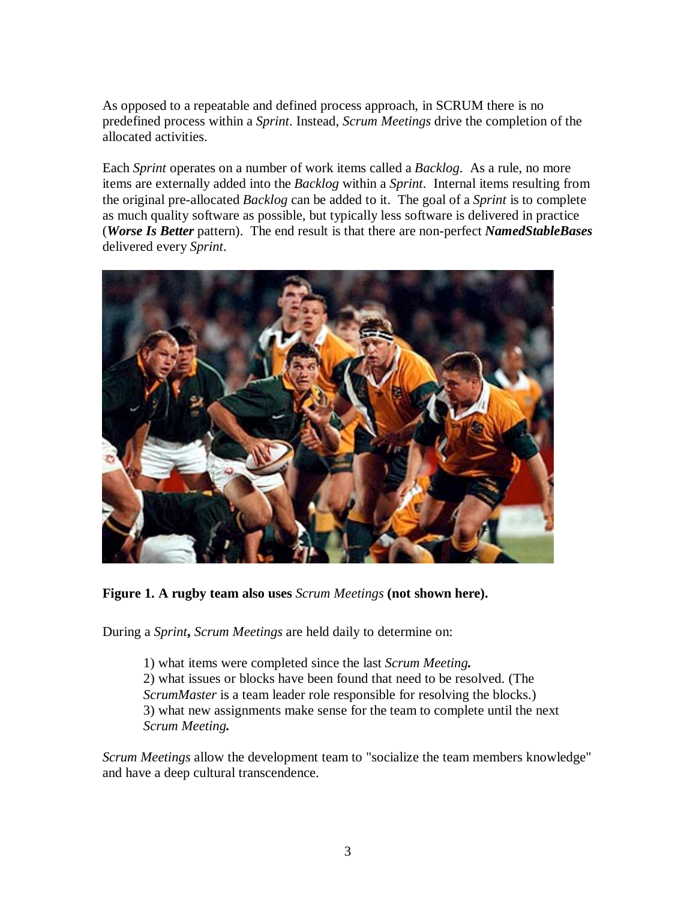As opposed to a repeatable and defined process approach, in SCRUM there is no predefined process within a *Sprint*. Instead, *Scrum Meetings* drive the completion of the allocated activities.

Each *Sprint* operates on a number of work items called a *Backlog*. As a rule, no more items are externally added into the *Backlog* within a *Sprint*. Internal items resulting from the original pre-allocated *Backlog* can be added to it. The goal of a *Sprint* is to complete as much quality software as possible, but typically less software is delivered in practice (***Worse Is Better*** pattern). The end result is that there are non-perfect ***NamedStableBases*** delivered every *Sprint*.

**Figure 1. A rugby team also uses** *Scrum Meetings* **(not shown here).**

During a *Sprint*, *Scrum Meetings* are held daily to determine on:

1) what items were completed since the last *Scrum Meeting.*
2) what issues or blocks have been found that need to be resolved. (The *ScrumMaster* is a team leader role responsible for resolving the blocks.)
3) what new assignments make sense for the team to complete until the next *Scrum Meeting.*

*Scrum Meetings* allow the development team to "socialize the team members knowledge" and have a deep cultural transcendence.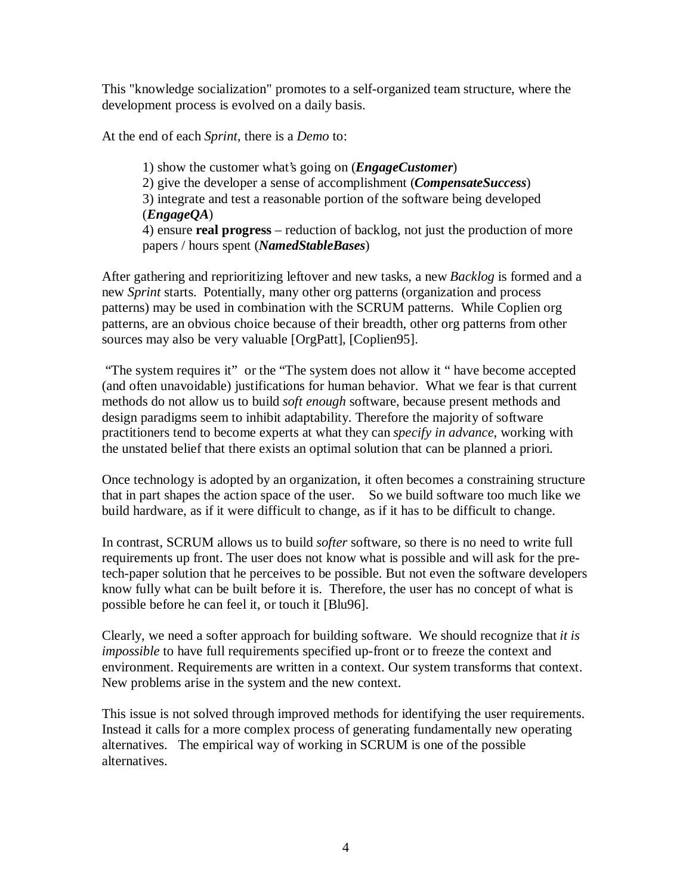This "knowledge socialization" promotes to a self-organized team structure, where the development process is evolved on a daily basis.

At the end of each *Sprint*, there is a *Demo* to:

1) show the customer what's going on (***EngageCustomer***)
2) give the developer a sense of accomplishment (***CompensateSuccess***)
3) integrate and test a reasonable portion of the software being developed (***EngageQA***)
4) ensure **real progress** – reduction of backlog, not just the production of more papers / hours spent (***NamedStableBases***)

After gathering and reprioritizing leftover and new tasks, a new *Backlog* is formed and a new *Sprint* starts. Potentially, many other org patterns (organization and process patterns) may be used in combination with the SCRUM patterns. While Coplien org patterns, are an obvious choice because of their breadth, other org patterns from other sources may also be very valuable [OrgPatt], [Coplien95].

"The system requires it" or the "The system does not allow it " have become accepted (and often unavoidable) justifications for human behavior. What we fear is that current methods do not allow us to build *soft enough* software, because present methods and design paradigms seem to inhibit adaptability. Therefore the majority of software practitioners tend to become experts at what they can *specify in advance*, working with the unstated belief that there exists an optimal solution that can be planned a priori.

Once technology is adopted by an organization, it often becomes a constraining structure that in part shapes the action space of the user. So we build software too much like we build hardware, as if it were difficult to change, as if it has to be difficult to change.

In contrast, SCRUM allows us to build *softer* software, so there is no need to write full requirements up front. The user does not know what is possible and will ask for the pre-tech-paper solution that he perceives to be possible. But not even the software developers know fully what can be built before it is. Therefore, the user has no concept of what is possible before he can feel it, or touch it [Blu96].

Clearly, we need a softer approach for building software. We should recognize that *it is impossible* to have full requirements specified up-front or to freeze the context and environment. Requirements are written in a context. Our system transforms that context. New problems arise in the system and the new context.

This issue is not solved through improved methods for identifying the user requirements. Instead it calls for a more complex process of generating fundamentally new operating alternatives. The empirical way of working in SCRUM is one of the possible alternatives.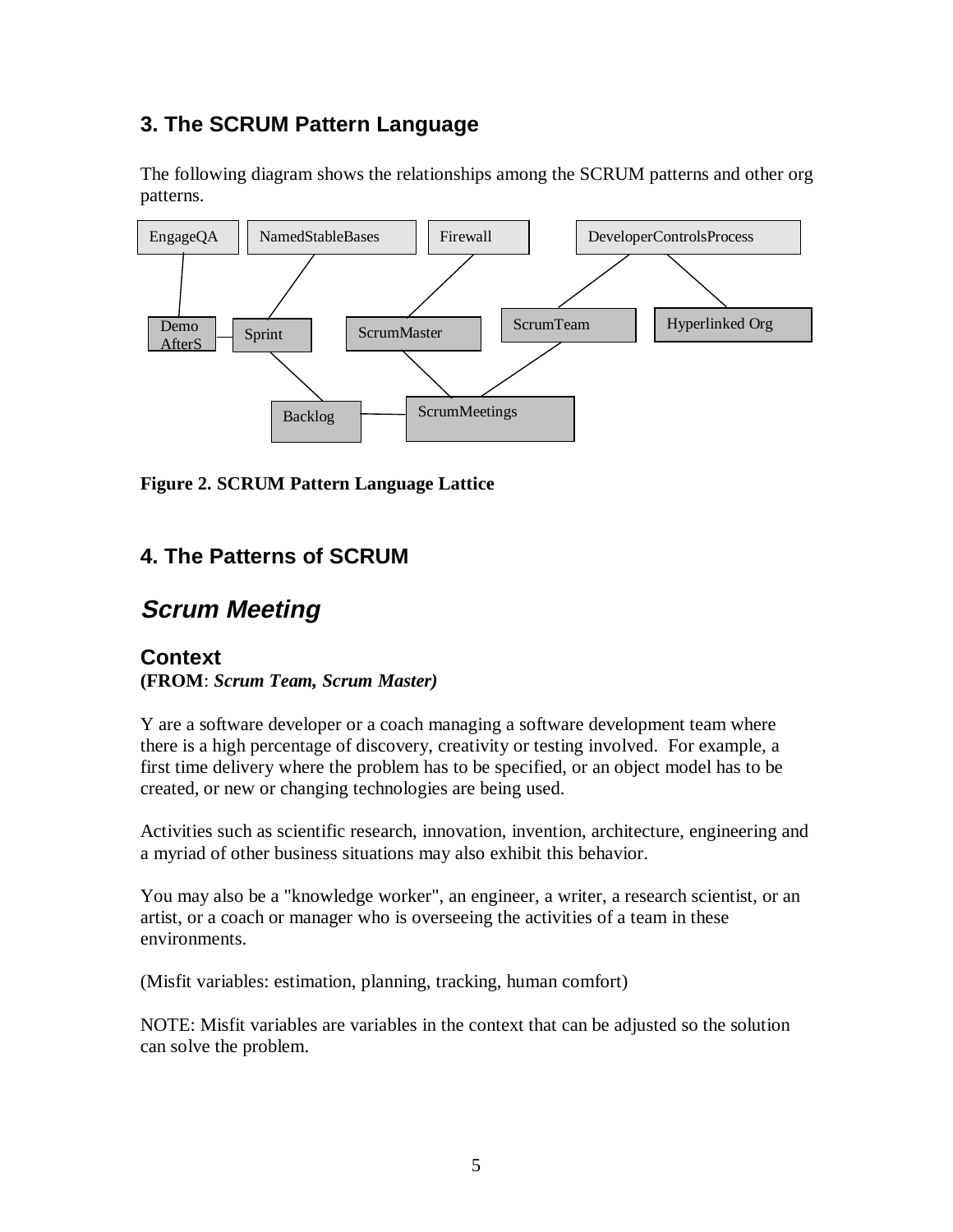## 3. The SCRUM Pattern Language

The following diagram shows the relationships among the SCRUM patterns and other org patterns.

EngageQA NamedStableBases Firewall DeveloperControlsProcess

Demo AfterS Sprint ScrumMaster ScrumTeam Hyperlinked Org

Backlog ScrumMeetings

**Figure 2. SCRUM Pattern Language Lattice**

## 4. The Patterns of SCRUM

# *Scrum Meeting*

### Context

**(FROM**: ***Scrum Team, Scrum Master)***

Y are a software developer or a coach managing a software development team where there is a high percentage of discovery, creativity or testing involved. For example, a first time delivery where the problem has to be specified, or an object model has to be created, or new or changing technologies are being used.

Activities such as scientific research, innovation, invention, architecture, engineering and a myriad of other business situations may also exhibit this behavior.

You may also be a "knowledge worker", an engineer, a writer, a research scientist, or an artist, or a coach or manager who is overseeing the activities of a team in these environments.

(Misfit variables: estimation, planning, tracking, human comfort)

NOTE: Misfit variables are variables in the context that can be adjusted so the solution can solve the problem.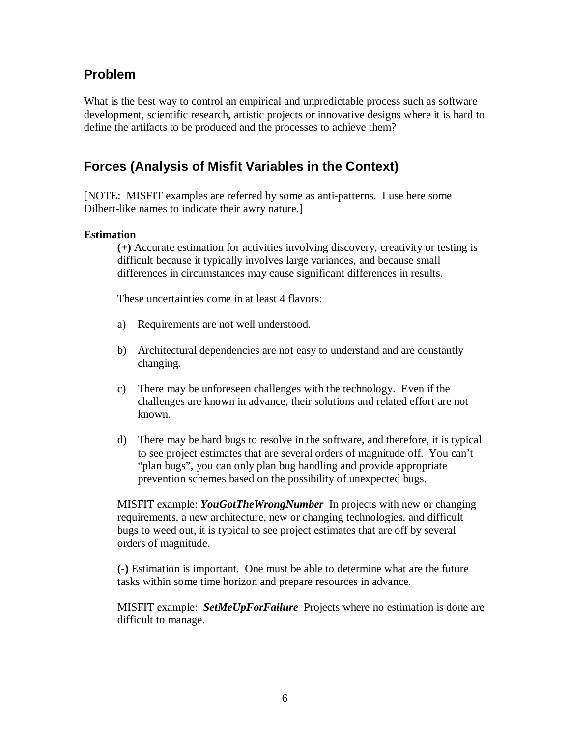## Problem

What is the best way to control an empirical and unpredictable process such as software development, scientific research, artistic projects or innovative designs where it is hard to define the artifacts to be produced and the processes to achieve them?

## Forces (Analysis of Misfit Variables in the Context)

[NOTE: MISFIT examples are referred by some as anti-patterns. I use here some Dilbert-like names to indicate their awry nature.]

**Estimation**

**(+)** Accurate estimation for activities involving discovery, creativity or testing is difficult because it typically involves large variances, and because small differences in circumstances may cause significant differences in results.

These uncertainties come in at least 4 flavors:

a) Requirements are not well understood.

b) Architectural dependencies are not easy to understand and are constantly changing.

c) There may be unforeseen challenges with the technology. Even if the challenges are known in advance, their solutions and related effort are not known.

d) There may be hard bugs to resolve in the software, and therefore, it is typical to see project estimates that are several orders of magnitude off. You can't "plan bugs", you can only plan bug handling and provide appropriate prevention schemes based on the possibility of unexpected bugs.

MISFIT example: ***YouGotTheWrongNumber*** In projects with new or changing requirements, a new architecture, new or changing technologies, and difficult bugs to weed out, it is typical to see project estimates that are off by several orders of magnitude.

**(-)** Estimation is important. One must be able to determine what are the future tasks within some time horizon and prepare resources in advance.

MISFIT example: ***SetMeUpForFailure*** Projects where no estimation is done are difficult to manage.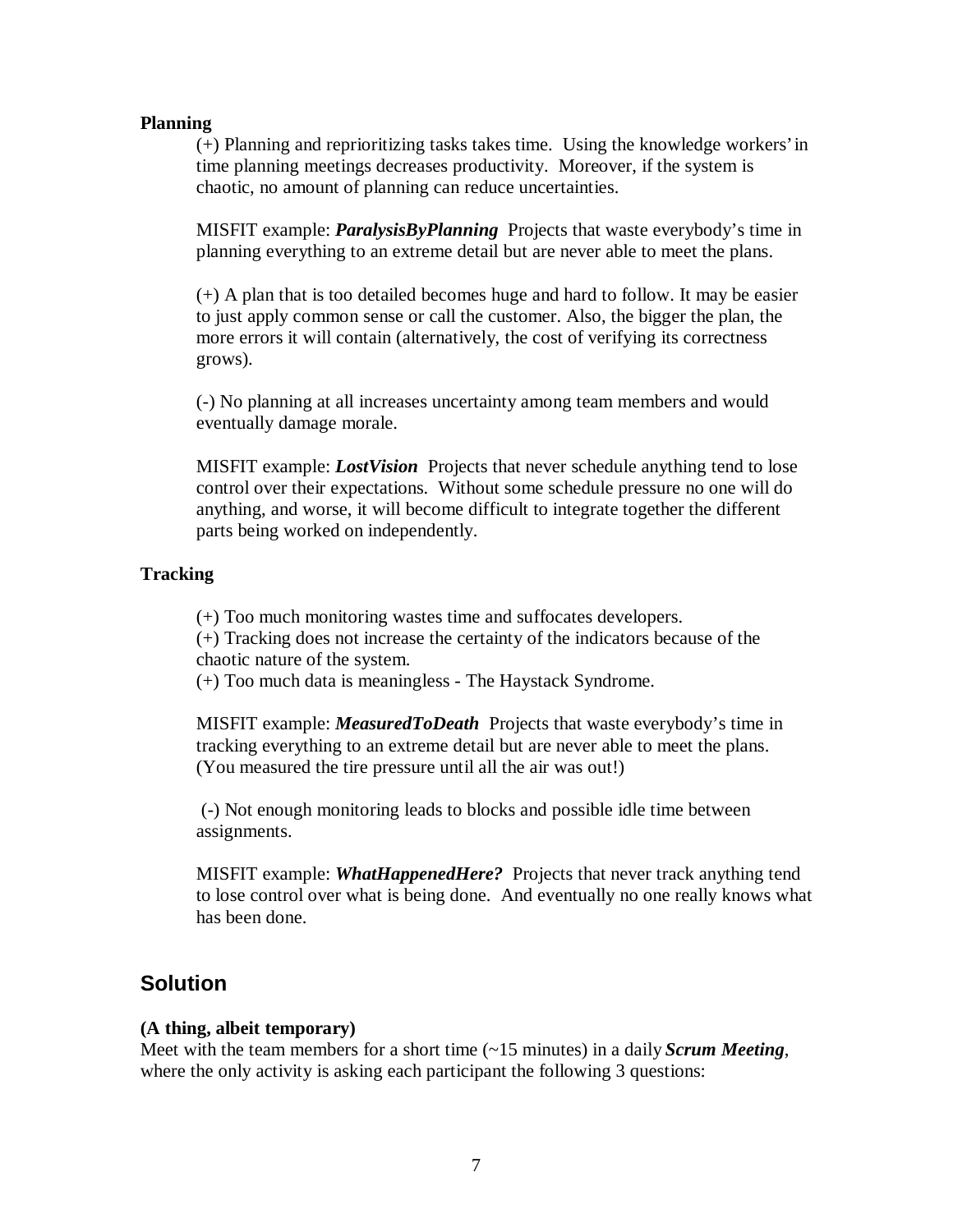**Planning**

(+) Planning and reprioritizing tasks takes time. Using the knowledge workers' in time planning meetings decreases productivity. Moreover, if the system is chaotic, no amount of planning can reduce uncertainties.

MISFIT example: ***ParalysisByPlanning*** Projects that waste everybody's time in planning everything to an extreme detail but are never able to meet the plans.

(+) A plan that is too detailed becomes huge and hard to follow. It may be easier to just apply common sense or call the customer. Also, the bigger the plan, the more errors it will contain (alternatively, the cost of verifying its correctness grows).

(-) No planning at all increases uncertainty among team members and would eventually damage morale.

MISFIT example: ***LostVision*** Projects that never schedule anything tend to lose control over their expectations. Without some schedule pressure no one will do anything, and worse, it will become difficult to integrate together the different parts being worked on independently.

**Tracking**

(+) Too much monitoring wastes time and suffocates developers.
(+) Tracking does not increase the certainty of the indicators because of the chaotic nature of the system.
(+) Too much data is meaningless - The Haystack Syndrome.

MISFIT example: ***MeasuredToDeath*** Projects that waste everybody's time in tracking everything to an extreme detail but are never able to meet the plans. (You measured the tire pressure until all the air was out!)

(-) Not enough monitoring leads to blocks and possible idle time between assignments.

MISFIT example: ***WhatHappenedHere?*** Projects that never track anything tend to lose control over what is being done. And eventually no one really knows what has been done.

## Solution

**(A thing, albeit temporary)**

Meet with the team members for a short time (~15 minutes) in a daily ***Scrum Meeting***, where the only activity is asking each participant the following 3 questions: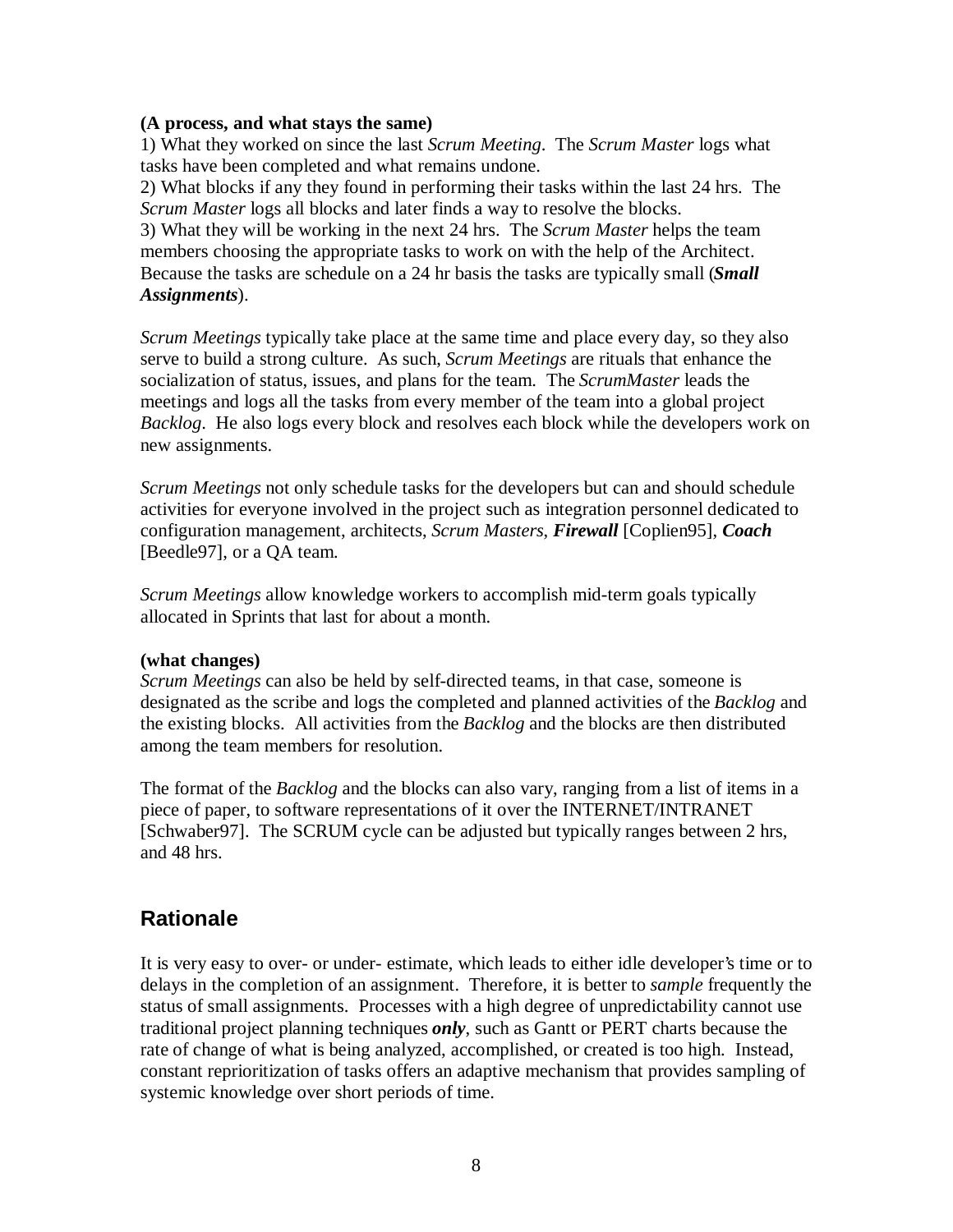**(A process, and what stays the same)**

1) What they worked on since the last *Scrum Meeting*. The *Scrum Master* logs what tasks have been completed and what remains undone.
2) What blocks if any they found in performing their tasks within the last 24 hrs. The *Scrum Master* logs all blocks and later finds a way to resolve the blocks.
3) What they will be working in the next 24 hrs. The *Scrum Master* helps the team members choosing the appropriate tasks to work on with the help of the Architect. Because the tasks are schedule on a 24 hr basis the tasks are typically small (***Small Assignments***).

*Scrum Meetings* typically take place at the same time and place every day, so they also serve to build a strong culture. As such, *Scrum Meetings* are rituals that enhance the socialization of status, issues, and plans for the team. The *ScrumMaster* leads the meetings and logs all the tasks from every member of the team into a global project *Backlog*. He also logs every block and resolves each block while the developers work on new assignments.

*Scrum Meetings* not only schedule tasks for the developers but can and should schedule activities for everyone involved in the project such as integration personnel dedicated to configuration management, architects, *Scrum Masters*, ***Firewall*** [Coplien95], ***Coach*** [Beedle97], or a QA team.

*Scrum Meetings* allow knowledge workers to accomplish mid-term goals typically allocated in Sprints that last for about a month.

**(what changes)**

*Scrum Meetings* can also be held by self-directed teams, in that case, someone is designated as the scribe and logs the completed and planned activities of the *Backlog* and the existing blocks. All activities from the *Backlog* and the blocks are then distributed among the team members for resolution.

The format of the *Backlog* and the blocks can also vary, ranging from a list of items in a piece of paper, to software representations of it over the INTERNET/INTRANET [Schwaber97]. The SCRUM cycle can be adjusted but typically ranges between 2 hrs, and 48 hrs.

## Rationale

It is very easy to over- or under- estimate, which leads to either idle developer's time or to delays in the completion of an assignment. Therefore, it is better to *sample* frequently the status of small assignments. Processes with a high degree of unpredictability cannot use traditional project planning techniques ***only***, such as Gantt or PERT charts because the rate of change of what is being analyzed, accomplished, or created is too high. Instead, constant reprioritization of tasks offers an adaptive mechanism that provides sampling of systemic knowledge over short periods of time.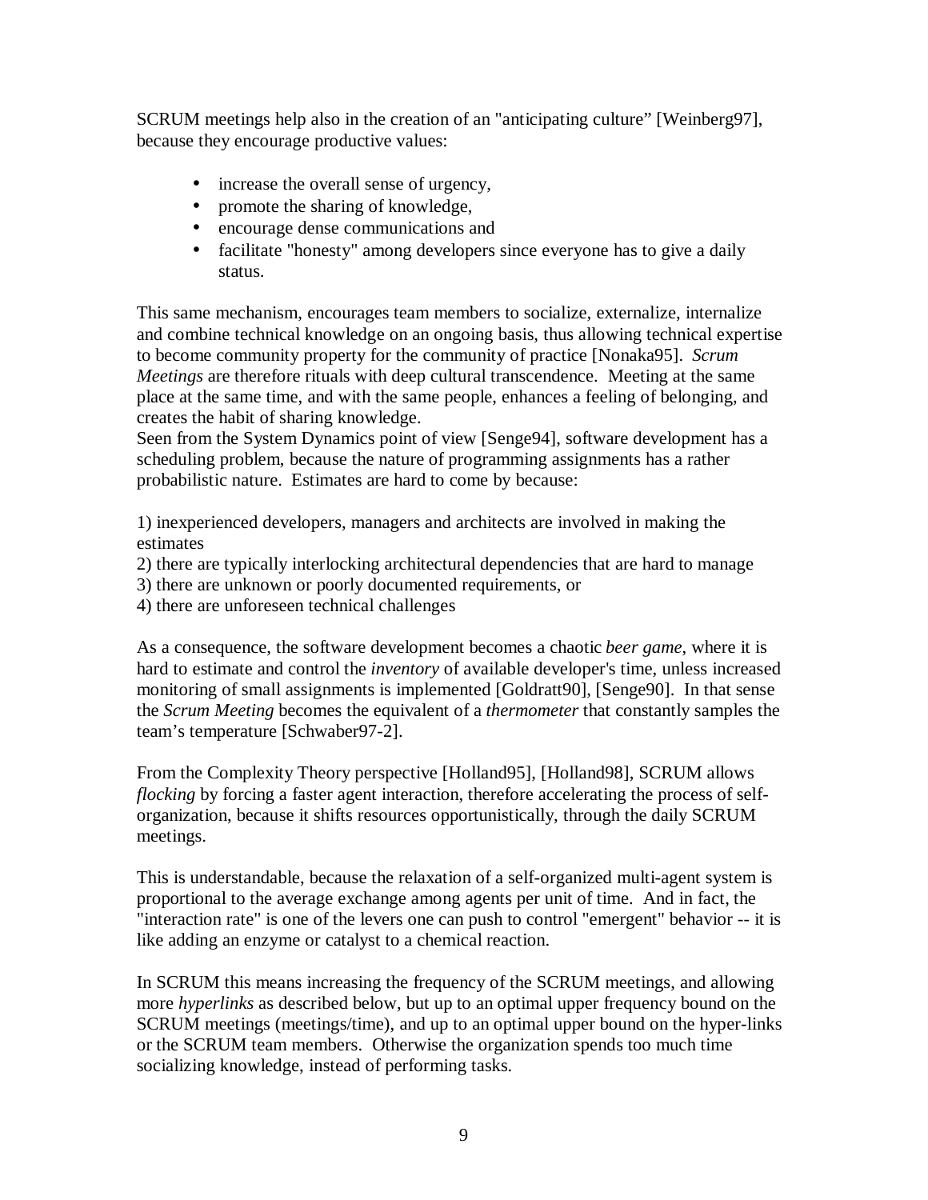SCRUM meetings help also in the creation of an "anticipating culture" [Weinberg97], because they encourage productive values:

- increase the overall sense of urgency,
- promote the sharing of knowledge,
- encourage dense communications and
- facilitate "honesty" among developers since everyone has to give a daily status.

This same mechanism, encourages team members to socialize, externalize, internalize and combine technical knowledge on an ongoing basis, thus allowing technical expertise to become community property for the community of practice [Nonaka95]. *Scrum Meetings* are therefore rituals with deep cultural transcendence. Meeting at the same place at the same time, and with the same people, enhances a feeling of belonging, and creates the habit of sharing knowledge.
Seen from the System Dynamics point of view [Senge94], software development has a scheduling problem, because the nature of programming assignments has a rather probabilistic nature. Estimates are hard to come by because:

1) inexperienced developers, managers and architects are involved in making the estimates
2) there are typically interlocking architectural dependencies that are hard to manage
3) there are unknown or poorly documented requirements, or
4) there are unforeseen technical challenges

As a consequence, the software development becomes a chaotic *beer game*, where it is hard to estimate and control the *inventory* of available developer's time, unless increased monitoring of small assignments is implemented [Goldratt90], [Senge90]. In that sense the *Scrum Meeting* becomes the equivalent of a *thermometer* that constantly samples the team's temperature [Schwaber97-2].

From the Complexity Theory perspective [Holland95], [Holland98], SCRUM allows *flocking* by forcing a faster agent interaction, therefore accelerating the process of self-organization, because it shifts resources opportunistically, through the daily SCRUM meetings.

This is understandable, because the relaxation of a self-organized multi-agent system is proportional to the average exchange among agents per unit of time. And in fact, the "interaction rate" is one of the levers one can push to control "emergent" behavior -- it is like adding an enzyme or catalyst to a chemical reaction.

In SCRUM this means increasing the frequency of the SCRUM meetings, and allowing more *hyperlinks* as described below, but up to an optimal upper frequency bound on the SCRUM meetings (meetings/time), and up to an optimal upper bound on the hyper-links or the SCRUM team members. Otherwise the organization spends too much time socializing knowledge, instead of performing tasks.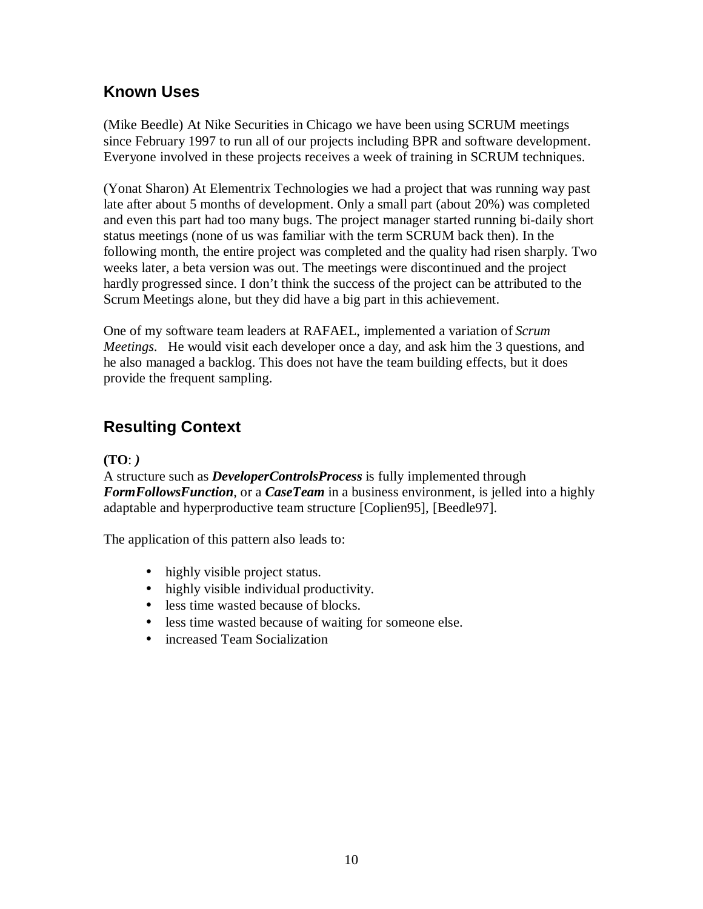## Known Uses

(Mike Beedle) At Nike Securities in Chicago we have been using SCRUM meetings since February 1997 to run all of our projects including BPR and software development. Everyone involved in these projects receives a week of training in SCRUM techniques.

(Yonat Sharon) At Elementrix Technologies we had a project that was running way past late after about 5 months of development. Only a small part (about 20%) was completed and even this part had too many bugs. The project manager started running bi-daily short status meetings (none of us was familiar with the term SCRUM back then). In the following month, the entire project was completed and the quality had risen sharply. Two weeks later, a beta version was out. The meetings were discontinued and the project hardly progressed since. I don't think the success of the project can be attributed to the Scrum Meetings alone, but they did have a big part in this achievement.

One of my software team leaders at RAFAEL, implemented a variation of *Scrum Meetings.* He would visit each developer once a day, and ask him the 3 questions, and he also managed a backlog. This does not have the team building effects, but it does provide the frequent sampling.

## Resulting Context

**(TO**: *)*
A structure such as ***DeveloperControlsProcess*** is fully implemented through ***FormFollowsFunction***, or a ***CaseTeam*** in a business environment, is jelled into a highly adaptable and hyperproductive team structure [Coplien95], [Beedle97].

The application of this pattern also leads to:

- highly visible project status.
- highly visible individual productivity.
- less time wasted because of blocks.
- less time wasted because of waiting for someone else.
- increased Team Socialization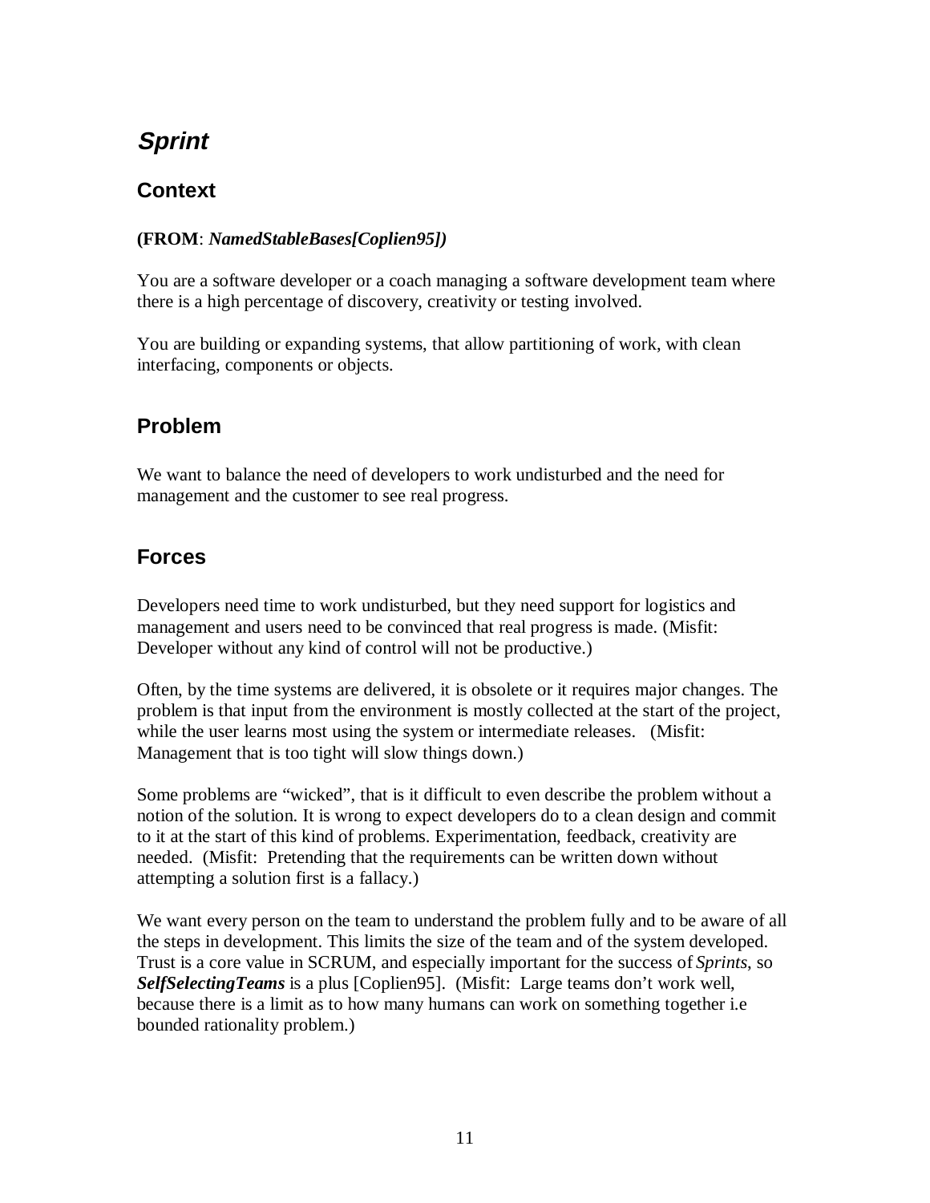# *Sprint*

## Context

**(FROM**: ***NamedStableBases[Coplien95])***

You are a software developer or a coach managing a software development team where there is a high percentage of discovery, creativity or testing involved.

You are building or expanding systems, that allow partitioning of work, with clean interfacing, components or objects.

## Problem

We want to balance the need of developers to work undisturbed and the need for management and the customer to see real progress.

## Forces

Developers need time to work undisturbed, but they need support for logistics and management and users need to be convinced that real progress is made. (Misfit: Developer without any kind of control will not be productive.)

Often, by the time systems are delivered, it is obsolete or it requires major changes. The problem is that input from the environment is mostly collected at the start of the project, while the user learns most using the system or intermediate releases. (Misfit: Management that is too tight will slow things down.)

Some problems are “wicked”, that is it difficult to even describe the problem without a notion of the solution. It is wrong to expect developers do to a clean design and commit to it at the start of this kind of problems. Experimentation, feedback, creativity are needed. (Misfit: Pretending that the requirements can be written down without attempting a solution first is a fallacy.)

We want every person on the team to understand the problem fully and to be aware of all the steps in development. This limits the size of the team and of the system developed. Trust is a core value in SCRUM, and especially important for the success of *Sprints*, so ***SelfSelectingTeams*** is a plus [Coplien95]. (Misfit: Large teams don’t work well, because there is a limit as to how many humans can work on something together i.e bounded rationality problem.)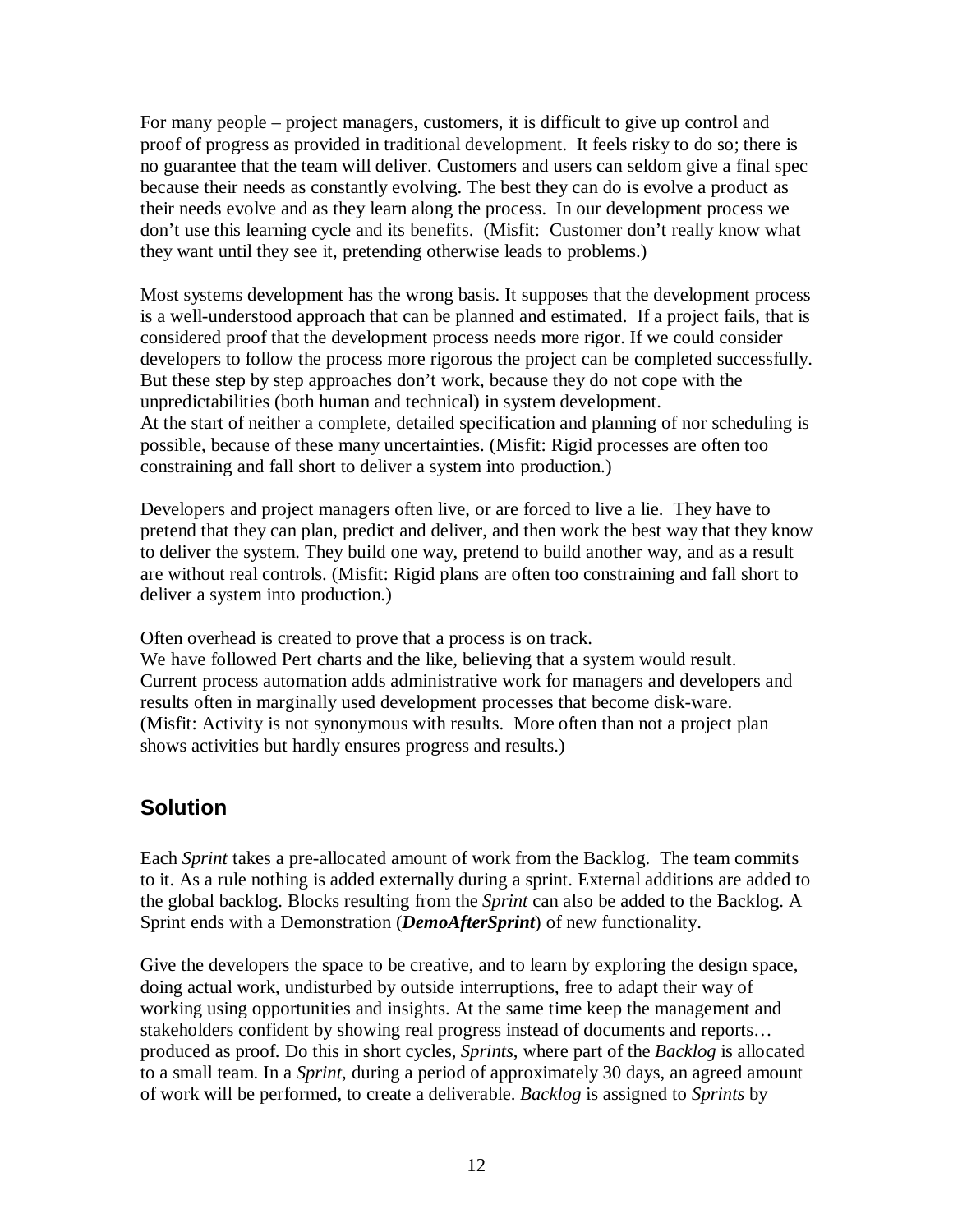For many people – project managers, customers, it is difficult to give up control and proof of progress as provided in traditional development. It feels risky to do so; there is no guarantee that the team will deliver. Customers and users can seldom give a final spec because their needs as constantly evolving. The best they can do is evolve a product as their needs evolve and as they learn along the process. In our development process we don't use this learning cycle and its benefits. (Misfit: Customer don't really know what they want until they see it, pretending otherwise leads to problems.)

Most systems development has the wrong basis. It supposes that the development process is a well-understood approach that can be planned and estimated. If a project fails, that is considered proof that the development process needs more rigor. If we could consider developers to follow the process more rigorous the project can be completed successfully. But these step by step approaches don't work, because they do not cope with the unpredictabilities (both human and technical) in system development.
At the start of neither a complete, detailed specification and planning of nor scheduling is possible, because of these many uncertainties. (Misfit: Rigid processes are often too constraining and fall short to deliver a system into production.)

Developers and project managers often live, or are forced to live a lie. They have to pretend that they can plan, predict and deliver, and then work the best way that they know to deliver the system. They build one way, pretend to build another way, and as a result are without real controls. (Misfit: Rigid plans are often too constraining and fall short to deliver a system into production.)

Often overhead is created to prove that a process is on track.
We have followed Pert charts and the like, believing that a system would result.
Current process automation adds administrative work for managers and developers and results often in marginally used development processes that become disk-ware.
(Misfit: Activity is not synonymous with results. More often than not a project plan shows activities but hardly ensures progress and results.)

## Solution

Each *Sprint* takes a pre-allocated amount of work from the Backlog. The team commits to it. As a rule nothing is added externally during a sprint. External additions are added to the global backlog. Blocks resulting from the *Sprint* can also be added to the Backlog. A Sprint ends with a Demonstration (***DemoAfterSprint***) of new functionality.

Give the developers the space to be creative, and to learn by exploring the design space, doing actual work, undisturbed by outside interruptions, free to adapt their way of working using opportunities and insights. At the same time keep the management and stakeholders confident by showing real progress instead of documents and reports… produced as proof. Do this in short cycles, *Sprints*, where part of the *Backlog* is allocated to a small team. In a *Sprint*, during a period of approximately 30 days, an agreed amount of work will be performed, to create a deliverable. *Backlog* is assigned to *Sprints* by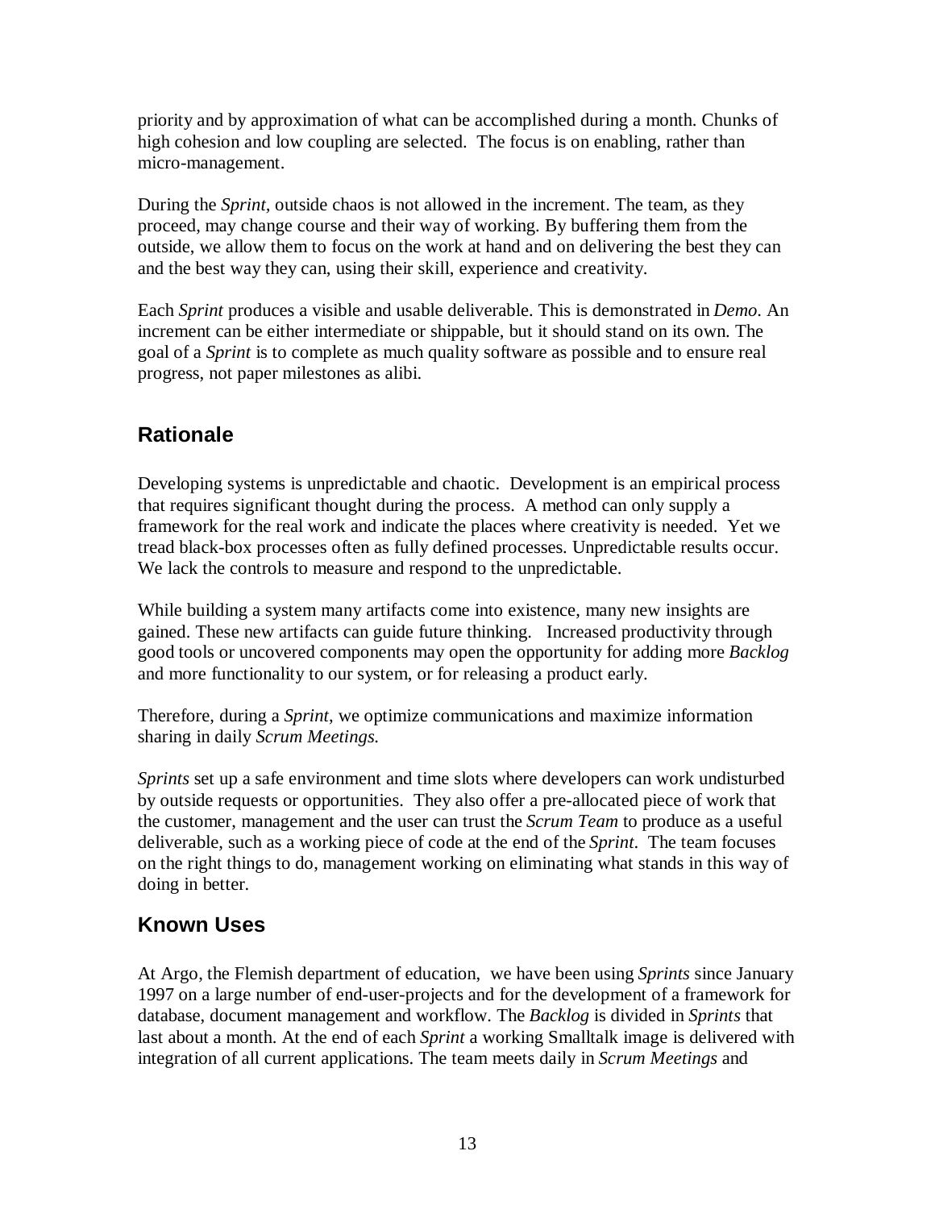priority and by approximation of what can be accomplished during a month. Chunks of high cohesion and low coupling are selected. The focus is on enabling, rather than micro-management.

During the *Sprint*, outside chaos is not allowed in the increment. The team, as they proceed, may change course and their way of working. By buffering them from the outside, we allow them to focus on the work at hand and on delivering the best they can and the best way they can, using their skill, experience and creativity.

Each *Sprint* produces a visible and usable deliverable. This is demonstrated in *Demo*. An increment can be either intermediate or shippable, but it should stand on its own. The goal of a *Sprint* is to complete as much quality software as possible and to ensure real progress, not paper milestones as alibi.

## Rationale

Developing systems is unpredictable and chaotic. Development is an empirical process that requires significant thought during the process. A method can only supply a framework for the real work and indicate the places where creativity is needed. Yet we tread black-box processes often as fully defined processes. Unpredictable results occur. We lack the controls to measure and respond to the unpredictable.

While building a system many artifacts come into existence, many new insights are gained. These new artifacts can guide future thinking. Increased productivity through good tools or uncovered components may open the opportunity for adding more *Backlog* and more functionality to our system, or for releasing a product early.

Therefore, during a *Sprint*, we optimize communications and maximize information sharing in daily *Scrum Meetings.*

*Sprints* set up a safe environment and time slots where developers can work undisturbed by outside requests or opportunities. They also offer a pre-allocated piece of work that the customer, management and the user can trust the *Scrum Team* to produce as a useful deliverable, such as a working piece of code at the end of the *Sprint*. The team focuses on the right things to do, management working on eliminating what stands in this way of doing in better.

## Known Uses

At Argo, the Flemish department of education, we have been using *Sprints* since January 1997 on a large number of end-user-projects and for the development of a framework for database, document management and workflow. The *Backlog* is divided in *Sprints* that last about a month. At the end of each *Sprint* a working Smalltalk image is delivered with integration of all current applications. The team meets daily in *Scrum Meetings* and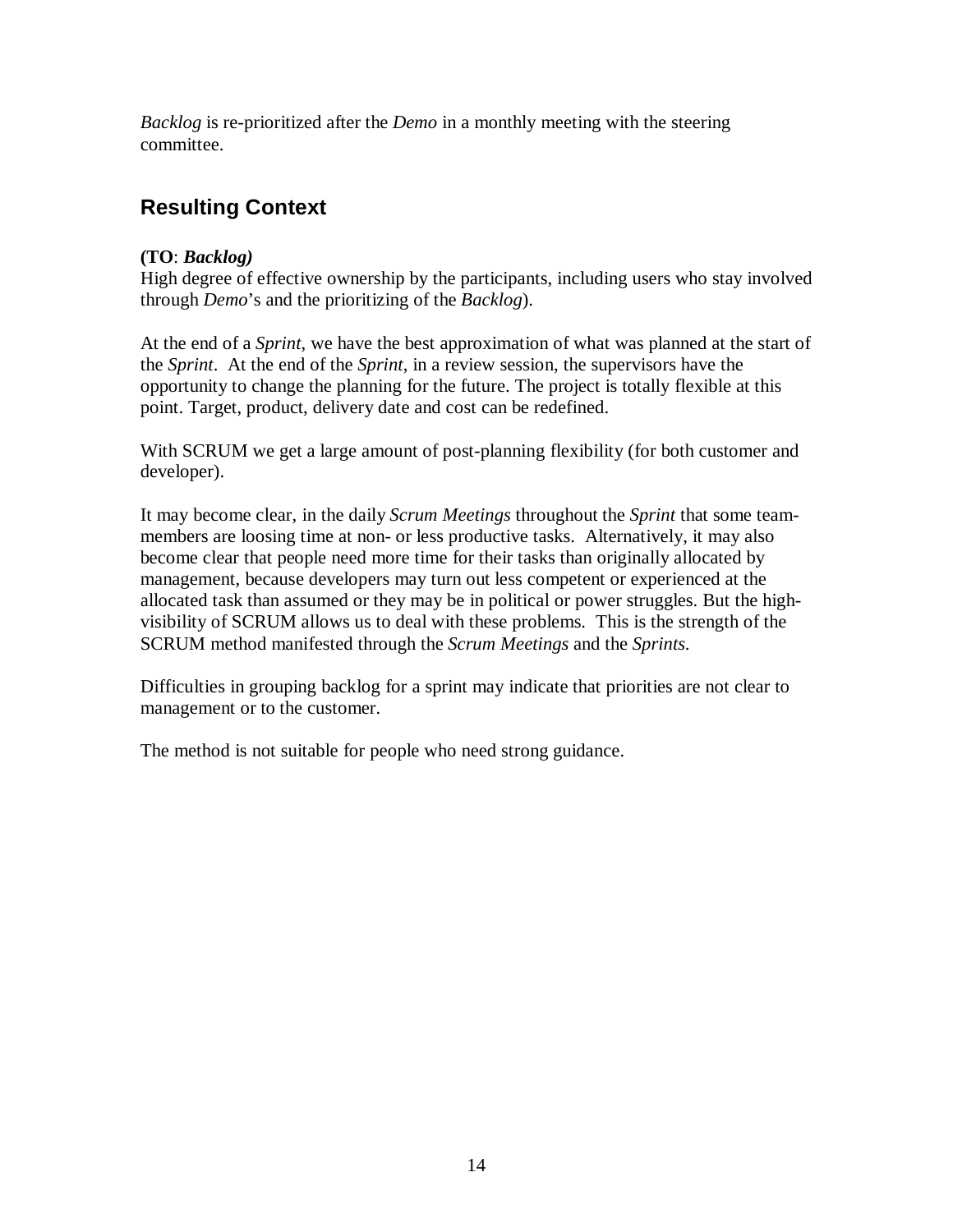*Backlog* is re-prioritized after the *Demo* in a monthly meeting with the steering committee.

## Resulting Context

**(TO**: ***Backlog)***
High degree of effective ownership by the participants, including users who stay involved through *Demo*'s and the prioritizing of the *Backlog*).

At the end of a *Sprint*, we have the best approximation of what was planned at the start of the *Sprint*. At the end of the *Sprint*, in a review session, the supervisors have the opportunity to change the planning for the future. The project is totally flexible at this point. Target, product, delivery date and cost can be redefined.

With SCRUM we get a large amount of post-planning flexibility (for both customer and developer).

It may become clear, in the daily *Scrum Meetings* throughout the *Sprint* that some team-members are loosing time at non- or less productive tasks. Alternatively, it may also become clear that people need more time for their tasks than originally allocated by management, because developers may turn out less competent or experienced at the allocated task than assumed or they may be in political or power struggles. But the high-visibility of SCRUM allows us to deal with these problems. This is the strength of the SCRUM method manifested through the *Scrum Meetings* and the *Sprints.*

Difficulties in grouping backlog for a sprint may indicate that priorities are not clear to management or to the customer.

The method is not suitable for people who need strong guidance.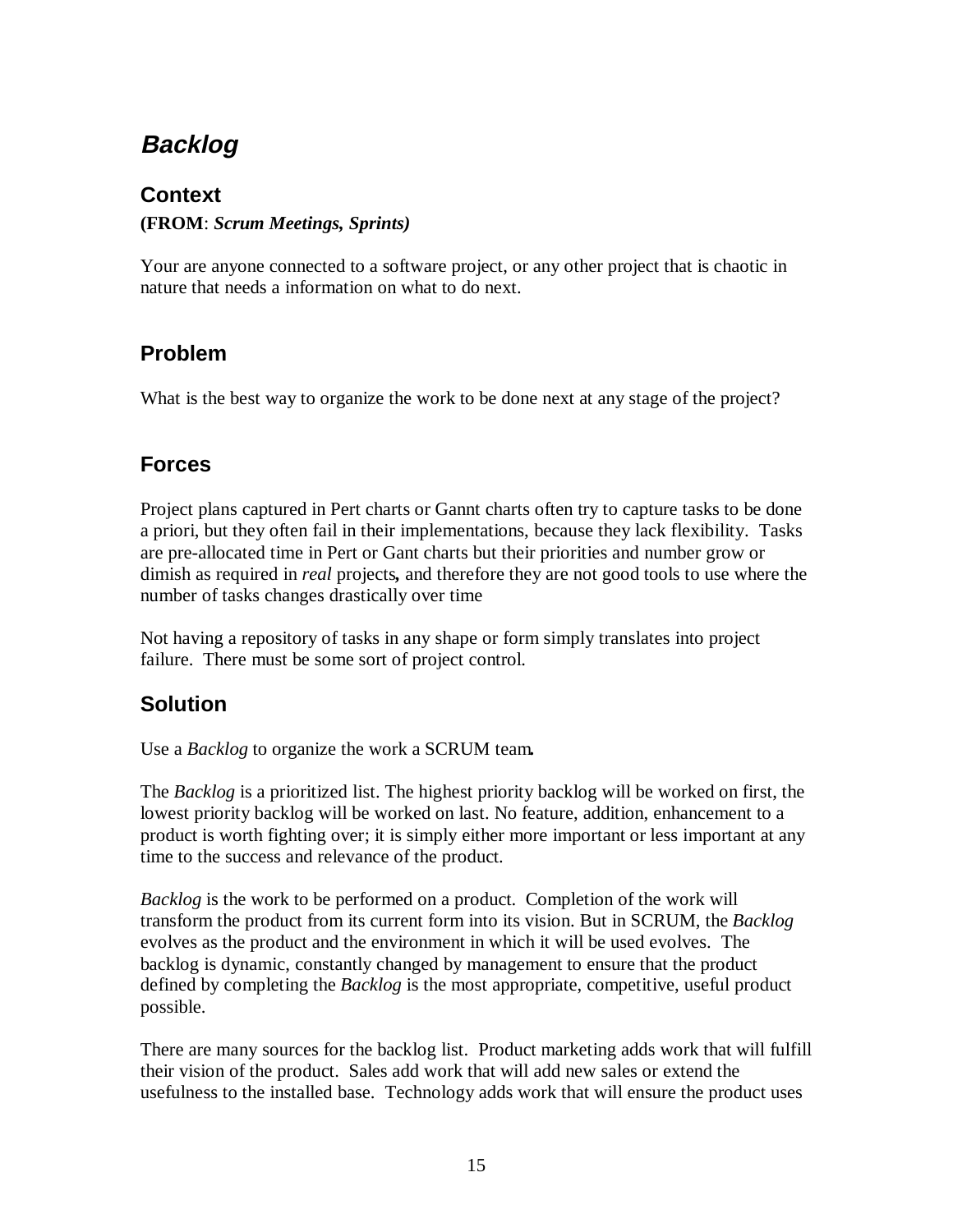## *Backlog*

### Context

**(FROM**: ***Scrum Meetings, Sprints)***

Your are anyone connected to a software project, or any other project that is chaotic in nature that needs a information on what to do next.

### Problem

What is the best way to organize the work to be done next at any stage of the project?

### Forces

Project plans captured in Pert charts or Gannt charts often try to capture tasks to be done a priori, but they often fail in their implementations, because they lack flexibility. Tasks are pre-allocated time in Pert or Gant charts but their priorities and number grow or dimish as required in *real* projects**,** and therefore they are not good tools to use where the number of tasks changes drastically over time

Not having a repository of tasks in any shape or form simply translates into project failure. There must be some sort of project control.

### Solution

Use a *Backlog* to organize the work a SCRUM team**.**

The *Backlog* is a prioritized list. The highest priority backlog will be worked on first, the lowest priority backlog will be worked on last. No feature, addition, enhancement to a product is worth fighting over; it is simply either more important or less important at any time to the success and relevance of the product.

*Backlog* is the work to be performed on a product. Completion of the work will transform the product from its current form into its vision. But in SCRUM, the *Backlog* evolves as the product and the environment in which it will be used evolves. The backlog is dynamic, constantly changed by management to ensure that the product defined by completing the *Backlog* is the most appropriate, competitive, useful product possible.

There are many sources for the backlog list. Product marketing adds work that will fulfill their vision of the product. Sales add work that will add new sales or extend the usefulness to the installed base. Technology adds work that will ensure the product uses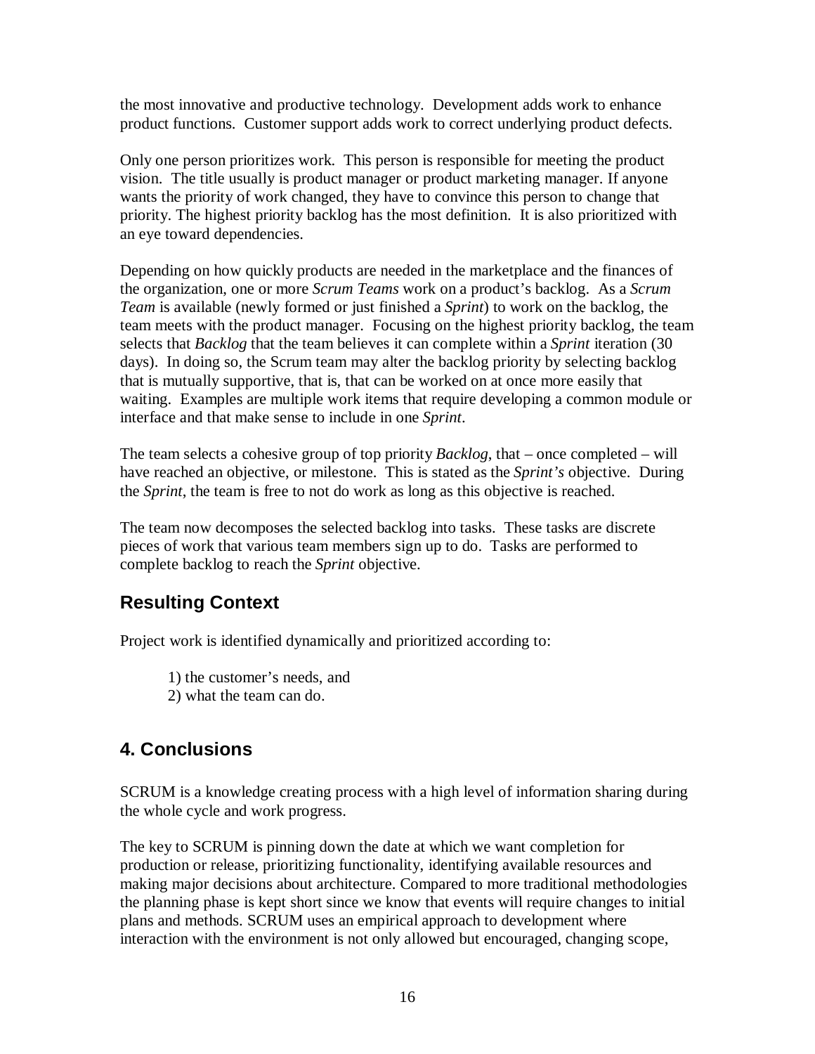the most innovative and productive technology. Development adds work to enhance product functions. Customer support adds work to correct underlying product defects.

Only one person prioritizes work. This person is responsible for meeting the product vision. The title usually is product manager or product marketing manager. If anyone wants the priority of work changed, they have to convince this person to change that priority. The highest priority backlog has the most definition. It is also prioritized with an eye toward dependencies.

Depending on how quickly products are needed in the marketplace and the finances of the organization, one or more *Scrum Teams* work on a product's backlog. As a *Scrum Team* is available (newly formed or just finished a *Sprint*) to work on the backlog, the team meets with the product manager. Focusing on the highest priority backlog, the team selects that *Backlog* that the team believes it can complete within a *Sprint* iteration (30 days). In doing so, the Scrum team may alter the backlog priority by selecting backlog that is mutually supportive, that is, that can be worked on at once more easily that waiting. Examples are multiple work items that require developing a common module or interface and that make sense to include in one *Sprint*.

The team selects a cohesive group of top priority *Backlog*, that – once completed – will have reached an objective, or milestone. This is stated as the *Sprint's* objective. During the *Sprint*, the team is free to not do work as long as this objective is reached.

The team now decomposes the selected backlog into tasks. These tasks are discrete pieces of work that various team members sign up to do. Tasks are performed to complete backlog to reach the *Sprint* objective.

## Resulting Context

Project work is identified dynamically and prioritized according to:

1) the customer's needs, and
2) what the team can do.

## 4. Conclusions

SCRUM is a knowledge creating process with a high level of information sharing during the whole cycle and work progress.

The key to SCRUM is pinning down the date at which we want completion for production or release, prioritizing functionality, identifying available resources and making major decisions about architecture. Compared to more traditional methodologies the planning phase is kept short since we know that events will require changes to initial plans and methods. SCRUM uses an empirical approach to development where interaction with the environment is not only allowed but encouraged, changing scope,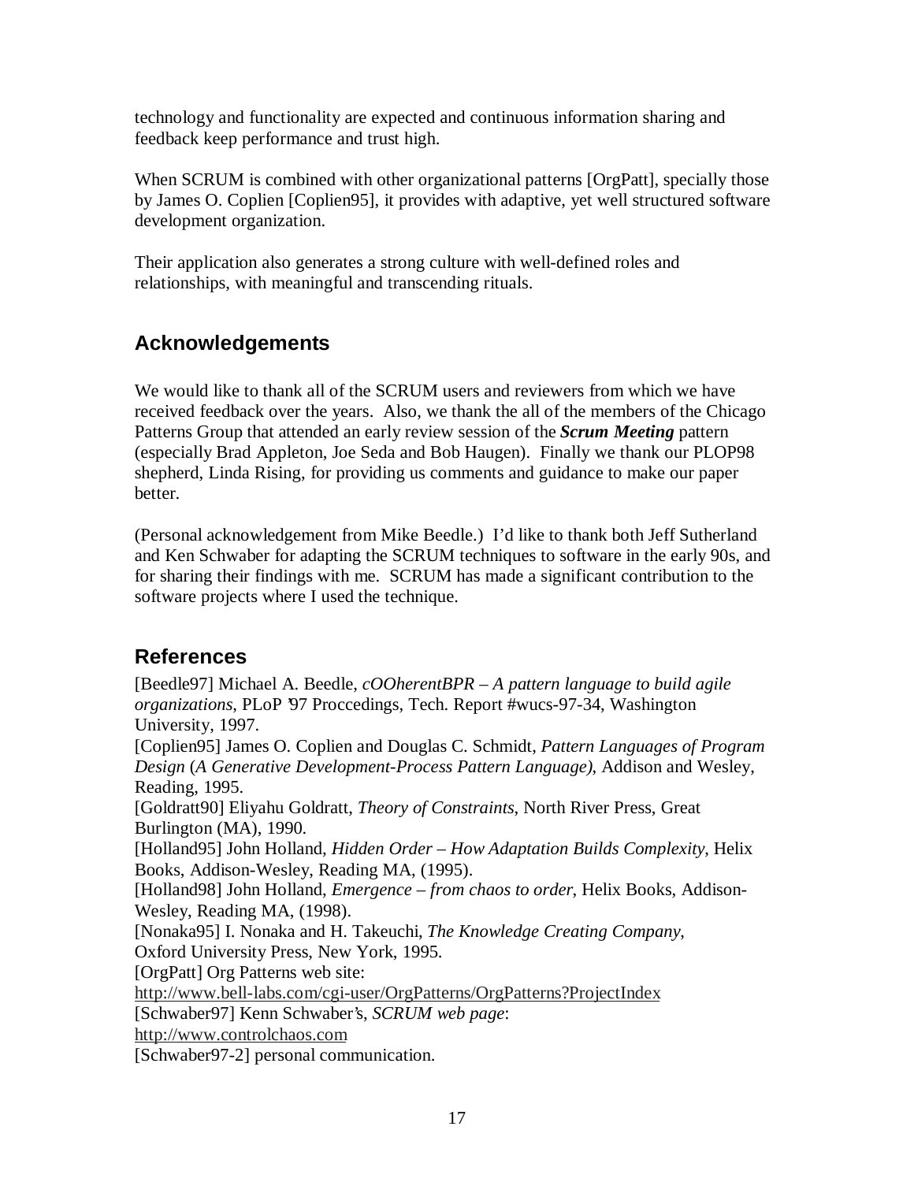technology and functionality are expected and continuous information sharing and feedback keep performance and trust high.

When SCRUM is combined with other organizational patterns [OrgPatt], specially those by James O. Coplien [Coplien95], it provides with adaptive, yet well structured software development organization.

Their application also generates a strong culture with well-defined roles and relationships, with meaningful and transcending rituals.

## Acknowledgements

We would like to thank all of the SCRUM users and reviewers from which we have received feedback over the years. Also, we thank the all of the members of the Chicago Patterns Group that attended an early review session of the ***Scrum Meeting*** pattern (especially Brad Appleton, Joe Seda and Bob Haugen). Finally we thank our PLOP98 shepherd, Linda Rising, for providing us comments and guidance to make our paper better.

(Personal acknowledgement from Mike Beedle.) I'd like to thank both Jeff Sutherland and Ken Schwaber for adapting the SCRUM techniques to software in the early 90s, and for sharing their findings with me. SCRUM has made a significant contribution to the software projects where I used the technique.

## References

[Beedle97] Michael A. Beedle, *cOOherentBPR – A pattern language to build agile organizations*, PLoP '97 Proccedings, Tech. Report #wucs-97-34, Washington University, 1997.

[Coplien95] James O. Coplien and Douglas C. Schmidt, *Pattern Languages of Program Design* (*A Generative Development-Process Pattern Language)*, Addison and Wesley, Reading, 1995.

[Goldratt90] Eliyahu Goldratt, *Theory of Constraints*, North River Press, Great Burlington (MA), 1990.

[Holland95] John Holland, *Hidden Order – How Adaptation Builds Complexity*, Helix Books, Addison-Wesley, Reading MA, (1995).

[Holland98] John Holland, *Emergence – from chaos to order*, Helix Books, Addison-Wesley, Reading MA, (1998).

[Nonaka95] I. Nonaka and H. Takeuchi, *The Knowledge Creating Company*, Oxford University Press, New York, 1995.

[OrgPatt] Org Patterns web site: http://www.bell-labs.com/cgi-user/OrgPatterns/OrgPatterns?ProjectIndex

[Schwaber97] Kenn Schwaber's, *SCRUM web page*: http://www.controlchaos.com

[Schwaber97-2] personal communication.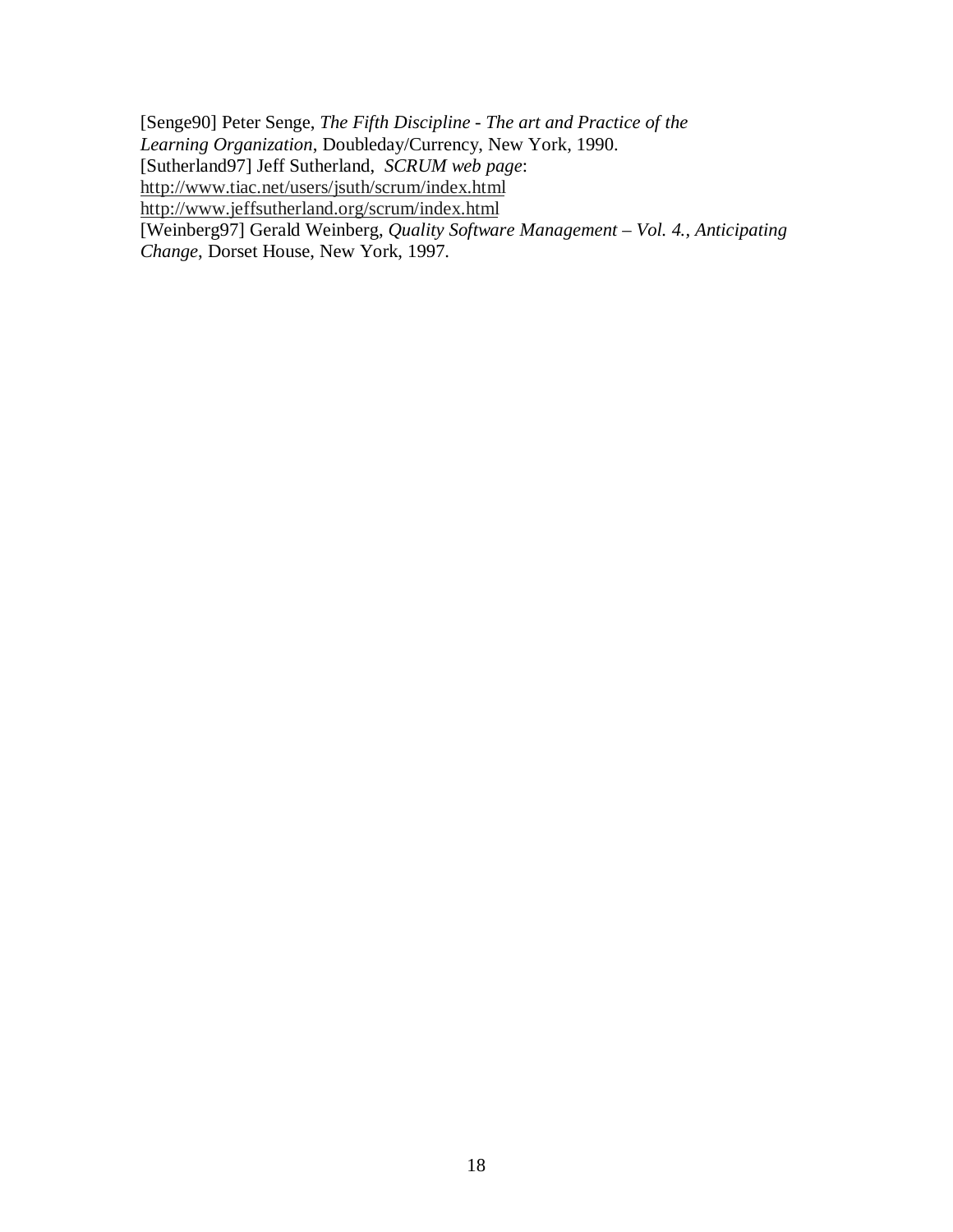[Senge90] Peter Senge, *The Fifth Discipline - The art and Practice of the Learning Organization*, Doubleday/Currency, New York, 1990.

[Sutherland97] Jeff Sutherland, *SCRUM web page*:
http://www.tiac.net/users/jsuth/scrum/index.html
http://www.jeffsutherland.org/scrum/index.html

[Weinberg97] Gerald Weinberg, *Quality Software Management – Vol. 4., Anticipating Change*, Dorset House, New York, 1997.